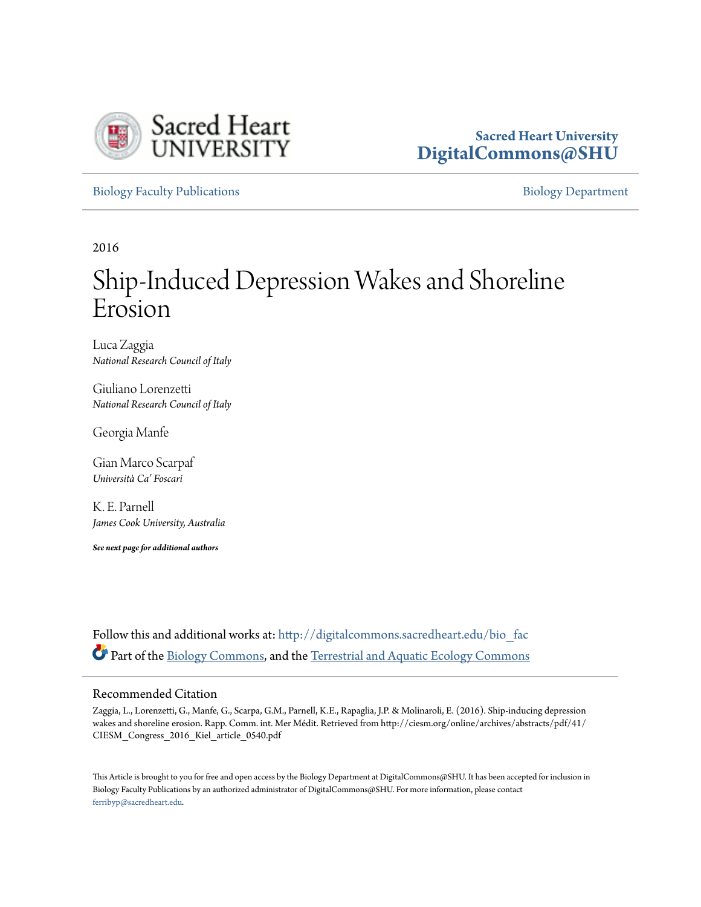Sacred Heart University

DigitalCommons@SHU

Biology Faculty Publications

Biology Department

2016

# Ship-Induced Depression Wakes and Shoreline Erosion

Luca Zaggia
*National Research Council of Italy*

Giuliano Lorenzetti
*National Research Council of Italy*

Georgia Manfe

Gian Marco Scarpaf
*Università Ca' Foscari*

K. E. Parnell
*James Cook University, Australia*

***See next page for additional authors***

Follow this and additional works at: http://digitalcommons.sacredheart.edu/bio_fac

Part of the Biology Commons, and the Terrestrial and Aquatic Ecology Commons

## Recommended Citation

Zaggia, L., Lorenzetti, G., Manfe, G., Scarpa, G.M., Parnell, K.E., Rapaglia, J.P. & Molinaroli, E. (2016). Ship-inducing depression wakes and shoreline erosion. Rapp. Comm. int. Mer Médit. Retrieved from http://ciesm.org/online/archives/abstracts/pdf/41/CIESM_Congress_2016_Kiel_article_0540.pdf

This Article is brought to you for free and open access by the Biology Department at DigitalCommons@SHU. It has been accepted for inclusion in Biology Faculty Publications by an authorized administrator of DigitalCommons@SHU. For more information, please contact ferribyp@sacredheart.edu.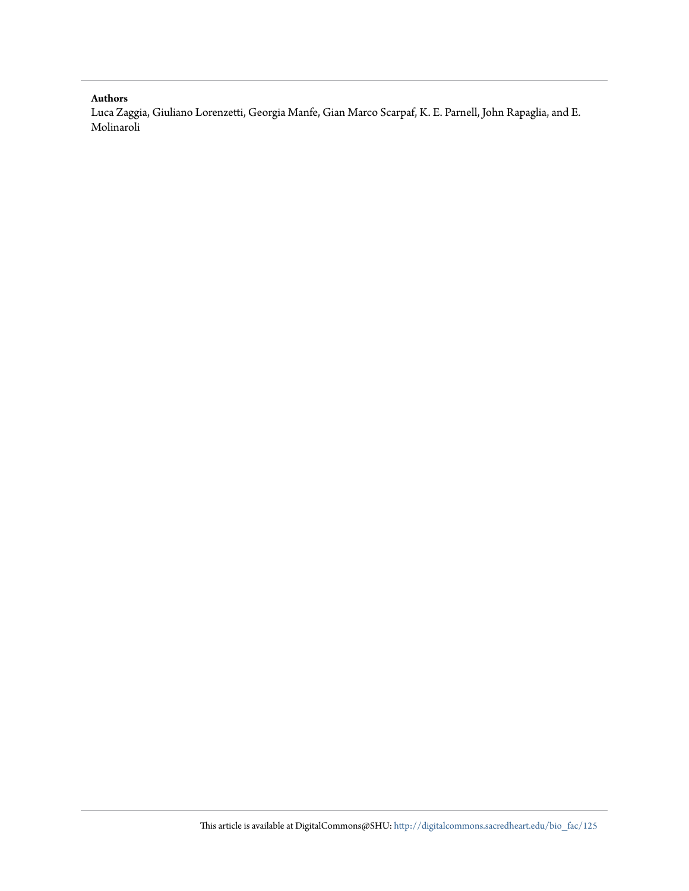**Authors**

Luca Zaggia, Giuliano Lorenzetti, Georgia Manfe, Gian Marco Scarpaf, K. E. Parnell, John Rapaglia, and E. Molinaroli

This article is available at DigitalCommons@SHU: http://digitalcommons.sacredheart.edu/bio_fac/125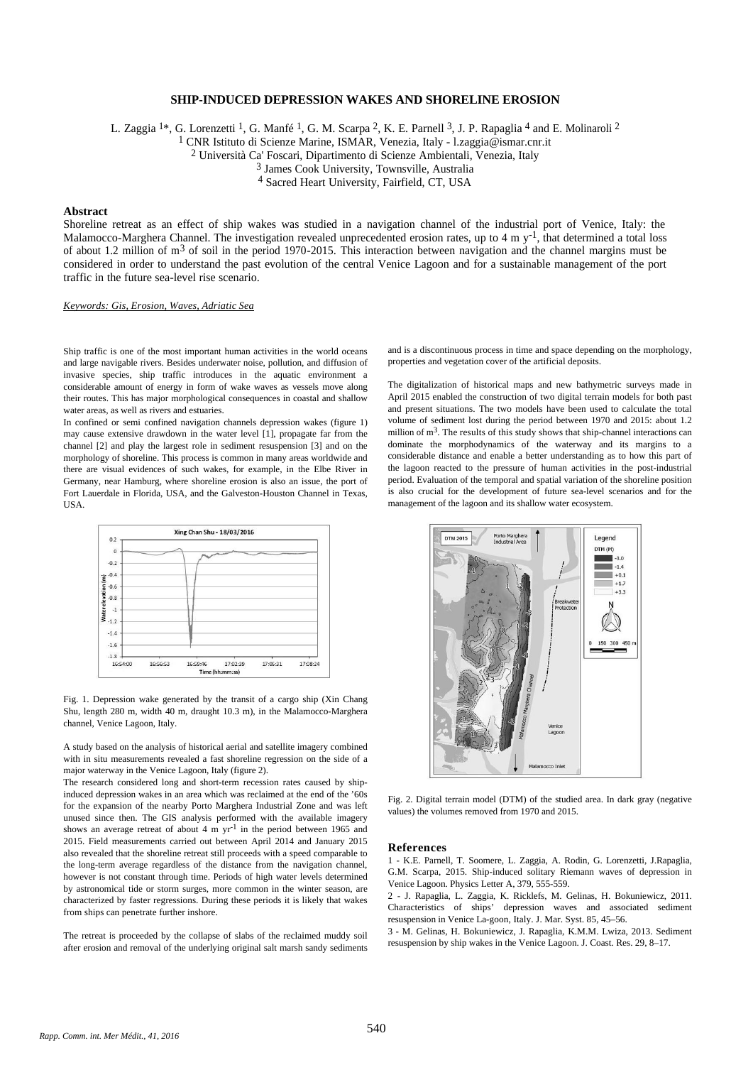# SHIP-INDUCED DEPRESSION WAKES AND SHORELINE EROSION

L. Zaggia [1]*, G. Lorenzetti [1], G. Manfé [1], G. M. Scarpa [2], K. E. Parnell [3], J. P. Rapaglia [4] and E. Molinaroli [2]

[1] CNR Istituto di Scienze Marine, ISMAR, Venezia, Italy - l.zaggia@ismar.cnr.it

[2] Università Ca' Foscari, Dipartimento di Scienze Ambientali, Venezia, Italy

[3] James Cook University, Townsville, Australia

[4] Sacred Heart University, Fairfield, CT, USA

## Abstract

Shoreline retreat as an effect of ship wakes was studied in a navigation channel of the industrial port of Venice, Italy: the Malamocco-Marghera Channel. The investigation revealed unprecedented erosion rates, up to 4 m $y^{-1}$, that determined a total loss of about 1.2 million of $m^3$ of soil in the period 1970-2015. This interaction between navigation and the channel margins must be considered in order to understand the past evolution of the central Venice Lagoon and for a sustainable management of the port traffic in the future sea-level rise scenario.

*Keywords: Gis, Erosion, Waves, Adriatic Sea*

Ship traffic is one of the most important human activities in the world oceans and large navigable rivers. Besides underwater noise, pollution, and diffusion of invasive species, ship traffic introduces in the aquatic environment a considerable amount of energy in form of wake waves as vessels move along their routes. This has major morphological consequences in coastal and shallow water areas, as well as rivers and estuaries.

In confined or semi confined navigation channels depression wakes (figure 1) may cause extensive drawdown in the water level [1], propagate far from the channel [2] and play the largest role in sediment resuspension [3] and on the morphology of shoreline. This process is common in many areas worldwide and there are visual evidences of such wakes, for example, in the Elbe River in Germany, near Hamburg, where shoreline erosion is also an issue, the port of Fort Lauerdale in Florida, USA, and the Galveston-Houston Channel in Texas, USA.

Xing Chan Shu - 18/03/2016

Water elevation (m)

0.2
0
-0.2
-0.4
-0.6
-0.8
-1
-1.2
-1.4
-1.6
-1.8

Time (hh:mm:ss)

16:54:00
16:56:53
16:59:46
17:02:39
17:05:31
17:08:24

Fig. 1. Depression wake generated by the transit of a cargo ship (Xin Chang Shu, length 280 m, width 40 m, draught 10.3 m), in the Malamocco-Marghera channel, Venice Lagoon, Italy.

A study based on the analysis of historical aerial and satellite imagery combined with in situ measurements revealed a fast shoreline regression on the side of a major waterway in the Venice Lagoon, Italy (figure 2).

The research considered long and short-term recession rates caused by ship-induced depression wakes in an area which was reclaimed at the end of the '60s for the expansion of the nearby Porto Marghera Industrial Zone and was left unused since then. The GIS analysis performed with the available imagery shows an average retreat of about 4 m $yr^{-1}$ in the period between 1965 and 2015. Field measurements carried out between April 2014 and January 2015 also revealed that the shoreline retreat still proceeds with a speed comparable to the long-term average regardless of the distance from the navigation channel, however is not constant through time. Periods of high water levels determined by astronomical tide or storm surges, more common in the winter season, are characterized by faster regressions. During these periods it is likely that wakes from ships can penetrate further inshore.

The retreat is proceeded by the collapse of slabs of the reclaimed muddy soil after erosion and removal of the underlying original salt marsh sandy sediments and is a discontinuous process in time and space depending on the morphology, properties and vegetation cover of the artificial deposits.

The digitalization of historical maps and new bathymetric surveys made in April 2015 enabled the construction of two digital terrain models for both past and present situations. The two models have been used to calculate the total volume of sediment lost during the period between 1970 and 2015: about 1.2 million of $m^3$. The results of this study shows that ship-channel interactions can dominate the morphodynamics of the waterway and its margins to a considerable distance and enable a better understanding as to how this part of the lagoon reacted to the pressure of human activities in the post-industrial period. Evaluation of the temporal and spatial variation of the shoreline position is also crucial for the development of future sea-level scenarios and for the management of the lagoon and its shallow water ecosystem.

DTM 2015
Porto Marghera Industrial Area
Legend
DTM (M)
-3.0
-1.4
+0.1
+1.7
+3.3
Breakwater Protection
N
0 150 300 450 m
Malamocco Marghera Channel
Venice Lagoon
Malamocco Inlet

Fig. 2. Digital terrain model (DTM) of the studied area. In dark gray (negative values) the volumes removed from 1970 and 2015.

## References

1 - K.E. Parnell, T. Soomere, L. Zaggia, A. Rodin, G. Lorenzetti, J.Rapaglia, G.M. Scarpa, 2015. Ship-induced solitary Riemann waves of depression in Venice Lagoon. Physics Letter A, 379, 555-559.

2 - J. Rapaglia, L. Zaggia, K. Ricklefs, M. Gelinas, H. Bokuniewicz, 2011. Characteristics of ships' depression waves and associated sediment resuspension in Venice La-goon, Italy. J. Mar. Syst. 85, 45–56.

3 - M. Gelinas, H. Bokuniewicz, J. Rapaglia, K.M.M. Lwiza, 2013. Sediment resuspension by ship wakes in the Venice Lagoon. J. Coast. Res. 29, 8–17.